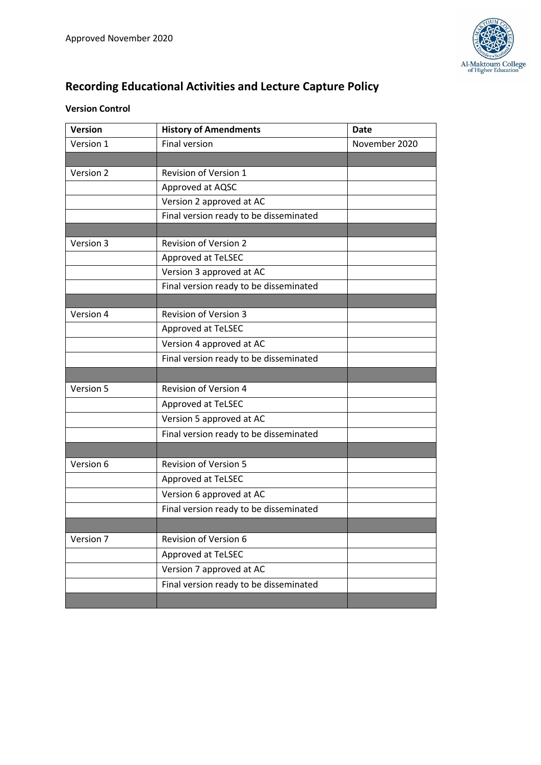Approved November 2020

# Recording Educational Activities and Lecture Capture Policy

**Version Control**

| Version | History of Amendments | Date |
|---|---|---|
| Version 1 | Final version | November 2020 |
| | | |
| Version 2 | Revision of Version 1 | |
| | Approved at AQSC | |
| | Version 2 approved at AC | |
| | Final version ready to be disseminated | |
| | | |
| Version 3 | Revision of Version 2 | |
| | Approved at TeLSEC | |
| | Version 3 approved at AC | |
| | Final version ready to be disseminated | |
| | | |
| Version 4 | Revision of Version 3 | |
| | Approved at TeLSEC | |
| | Version 4 approved at AC | |
| | Final version ready to be disseminated | |
| | | |
| Version 5 | Revision of Version 4 | |
| | Approved at TeLSEC | |
| | Version 5 approved at AC | |
| | Final version ready to be disseminated | |
| | | |
| Version 6 | Revision of Version 5 | |
| | Approved at TeLSEC | |
| | Version 6 approved at AC | |
| | Final version ready to be disseminated | |
| | | |
| Version 7 | Revision of Version 6 | |
| | Approved at TeLSEC | |
| | Version 7 approved at AC | |
| | Final version ready to be disseminated | |
| | | |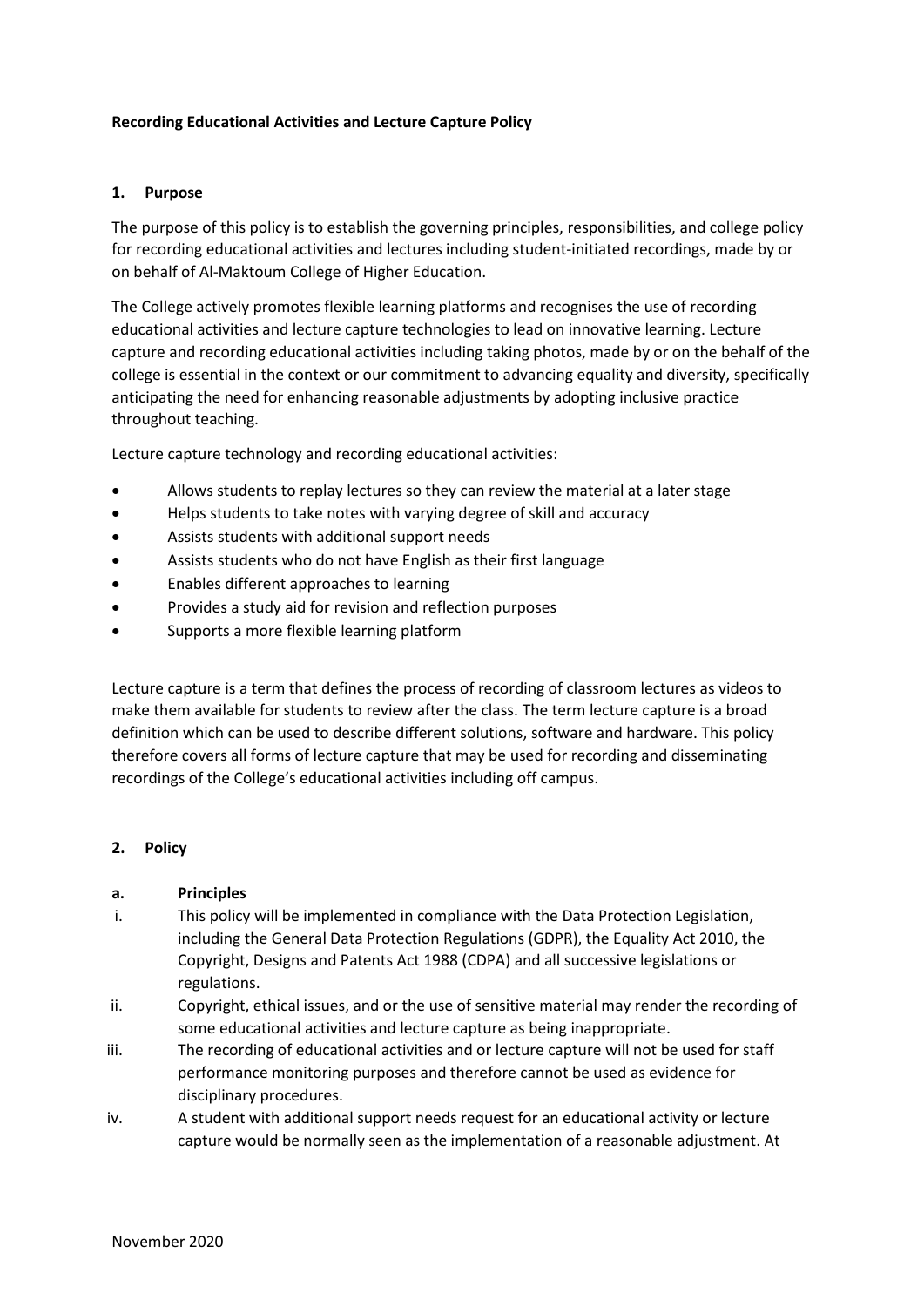**Recording Educational Activities and Lecture Capture Policy**

## 1. Purpose

The purpose of this policy is to establish the governing principles, responsibilities, and college policy for recording educational activities and lectures including student-initiated recordings, made by or on behalf of Al-Maktoum College of Higher Education.

The College actively promotes flexible learning platforms and recognises the use of recording educational activities and lecture capture technologies to lead on innovative learning. Lecture capture and recording educational activities including taking photos, made by or on the behalf of the college is essential in the context or our commitment to advancing equality and diversity, specifically anticipating the need for enhancing reasonable adjustments by adopting inclusive practice throughout teaching.

Lecture capture technology and recording educational activities:

- Allows students to replay lectures so they can review the material at a later stage
- Helps students to take notes with varying degree of skill and accuracy
- Assists students with additional support needs
- Assists students who do not have English as their first language
- Enables different approaches to learning
- Provides a study aid for revision and reflection purposes
- Supports a more flexible learning platform

Lecture capture is a term that defines the process of recording of classroom lectures as videos to make them available for students to review after the class. The term lecture capture is a broad definition which can be used to describe different solutions, software and hardware. This policy therefore covers all forms of lecture capture that may be used for recording and disseminating recordings of the College's educational activities including off campus.

## 2. Policy

### a. Principles

i. This policy will be implemented in compliance with the Data Protection Legislation, including the General Data Protection Regulations (GDPR), the Equality Act 2010, the Copyright, Designs and Patents Act 1988 (CDPA) and all successive legislations or regulations.

ii. Copyright, ethical issues, and or the use of sensitive material may render the recording of some educational activities and lecture capture as being inappropriate.

iii. The recording of educational activities and or lecture capture will not be used for staff performance monitoring purposes and therefore cannot be used as evidence for disciplinary procedures.

iv. A student with additional support needs request for an educational activity or lecture capture would be normally seen as the implementation of a reasonable adjustment. At

November 2020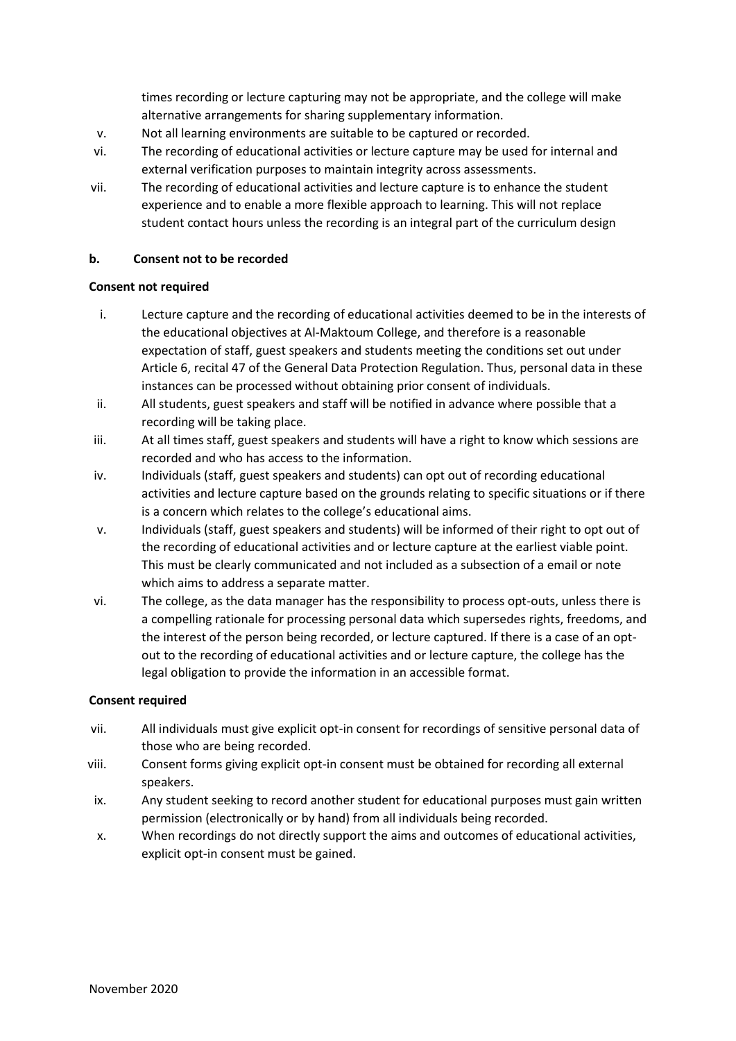times recording or lecture capturing may not be appropriate, and the college will make alternative arrangements for sharing supplementary information.

v. Not all learning environments are suitable to be captured or recorded.

vi. The recording of educational activities or lecture capture may be used for internal and external verification purposes to maintain integrity across assessments.

vii. The recording of educational activities and lecture capture is to enhance the student experience and to enable a more flexible approach to learning. This will not replace student contact hours unless the recording is an integral part of the curriculum design

**b. Consent not to be recorded**

**Consent not required**

i. Lecture capture and the recording of educational activities deemed to be in the interests of the educational objectives at Al-Maktoum College, and therefore is a reasonable expectation of staff, guest speakers and students meeting the conditions set out under Article 6, recital 47 of the General Data Protection Regulation. Thus, personal data in these instances can be processed without obtaining prior consent of individuals.

ii. All students, guest speakers and staff will be notified in advance where possible that a recording will be taking place.

iii. At all times staff, guest speakers and students will have a right to know which sessions are recorded and who has access to the information.

iv. Individuals (staff, guest speakers and students) can opt out of recording educational activities and lecture capture based on the grounds relating to specific situations or if there is a concern which relates to the college's educational aims.

v. Individuals (staff, guest speakers and students) will be informed of their right to opt out of the recording of educational activities and or lecture capture at the earliest viable point. This must be clearly communicated and not included as a subsection of a email or note which aims to address a separate matter.

vi. The college, as the data manager has the responsibility to process opt-outs, unless there is a compelling rationale for processing personal data which supersedes rights, freedoms, and the interest of the person being recorded, or lecture captured. If there is a case of an opt-out to the recording of educational activities and or lecture capture, the college has the legal obligation to provide the information in an accessible format.

**Consent required**

vii. All individuals must give explicit opt-in consent for recordings of sensitive personal data of those who are being recorded.

viii. Consent forms giving explicit opt-in consent must be obtained for recording all external speakers.

ix. Any student seeking to record another student for educational purposes must gain written permission (electronically or by hand) from all individuals being recorded.

x. When recordings do not directly support the aims and outcomes of educational activities, explicit opt-in consent must be gained.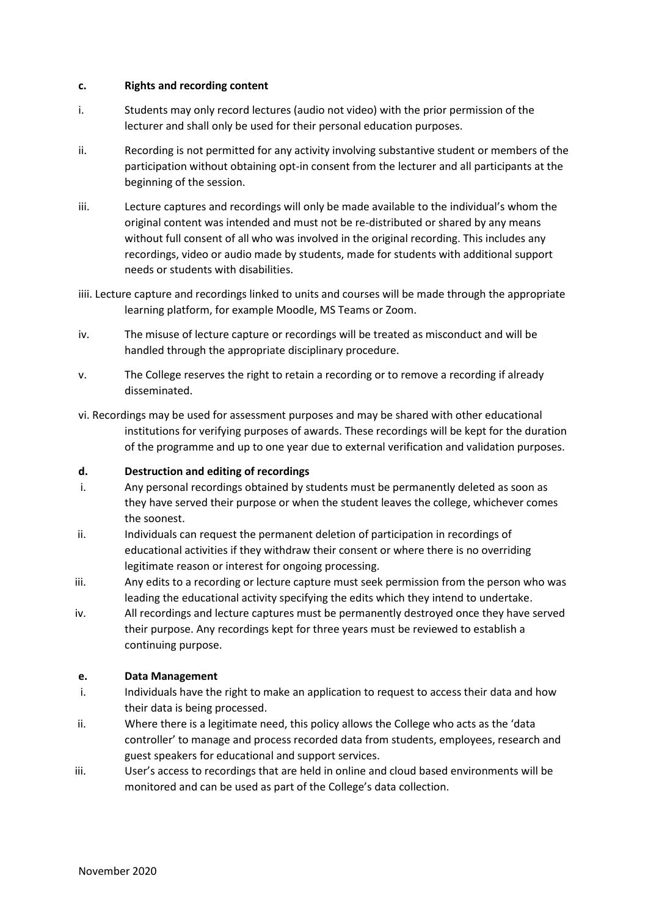**c. Rights and recording content**

i. Students may only record lectures (audio not video) with the prior permission of the lecturer and shall only be used for their personal education purposes.

ii. Recording is not permitted for any activity involving substantive student or members of the participation without obtaining opt-in consent from the lecturer and all participants at the beginning of the session.

iii. Lecture captures and recordings will only be made available to the individual's whom the original content was intended and must not be re-distributed or shared by any means without full consent of all who was involved in the original recording. This includes any recordings, video or audio made by students, made for students with additional support needs or students with disabilities.

iiii. Lecture capture and recordings linked to units and courses will be made through the appropriate learning platform, for example Moodle, MS Teams or Zoom.

iv. The misuse of lecture capture or recordings will be treated as misconduct and will be handled through the appropriate disciplinary procedure.

v. The College reserves the right to retain a recording or to remove a recording if already disseminated.

vi. Recordings may be used for assessment purposes and may be shared with other educational institutions for verifying purposes of awards. These recordings will be kept for the duration of the programme and up to one year due to external verification and validation purposes.

**d. Destruction and editing of recordings**

i. Any personal recordings obtained by students must be permanently deleted as soon as they have served their purpose or when the student leaves the college, whichever comes the soonest.

ii. Individuals can request the permanent deletion of participation in recordings of educational activities if they withdraw their consent or where there is no overriding legitimate reason or interest for ongoing processing.

iii. Any edits to a recording or lecture capture must seek permission from the person who was leading the educational activity specifying the edits which they intend to undertake.

iv. All recordings and lecture captures must be permanently destroyed once they have served their purpose. Any recordings kept for three years must be reviewed to establish a continuing purpose.

**e. Data Management**

i. Individuals have the right to make an application to request to access their data and how their data is being processed.

ii. Where there is a legitimate need, this policy allows the College who acts as the 'data controller' to manage and process recorded data from students, employees, research and guest speakers for educational and support services.

iii. User's access to recordings that are held in online and cloud based environments will be monitored and can be used as part of the College's data collection.

November 2020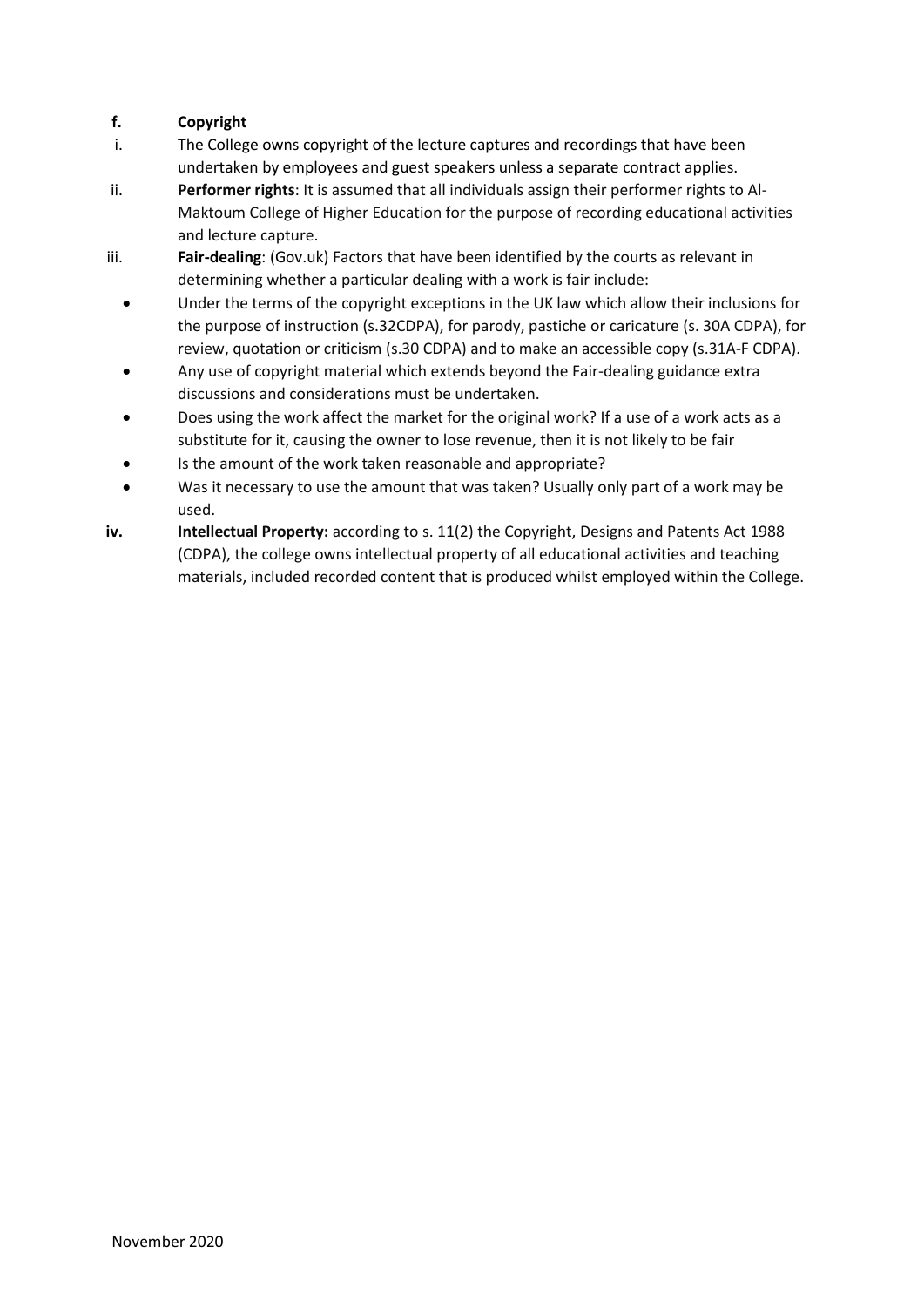**f. Copyright**

i. The College owns copyright of the lecture captures and recordings that have been undertaken by employees and guest speakers unless a separate contract applies.

ii. **Performer rights**: It is assumed that all individuals assign their performer rights to Al-Maktoum College of Higher Education for the purpose of recording educational activities and lecture capture.

iii. **Fair-dealing**: (Gov.uk) Factors that have been identified by the courts as relevant in determining whether a particular dealing with a work is fair include:

- Under the terms of the copyright exceptions in the UK law which allow their inclusions for the purpose of instruction (s.32CDPA), for parody, pastiche or caricature (s. 30A CDPA), for review, quotation or criticism (s.30 CDPA) and to make an accessible copy (s.31A-F CDPA).
- Any use of copyright material which extends beyond the Fair-dealing guidance extra discussions and considerations must be undertaken.
- Does using the work affect the market for the original work? If a use of a work acts as a substitute for it, causing the owner to lose revenue, then it is not likely to be fair
- Is the amount of the work taken reasonable and appropriate?
- Was it necessary to use the amount that was taken? Usually only part of a work may be used.

**iv. Intellectual Property:** according to s. 11(2) the Copyright, Designs and Patents Act 1988 (CDPA), the college owns intellectual property of all educational activities and teaching materials, included recorded content that is produced whilst employed within the College.

November 2020